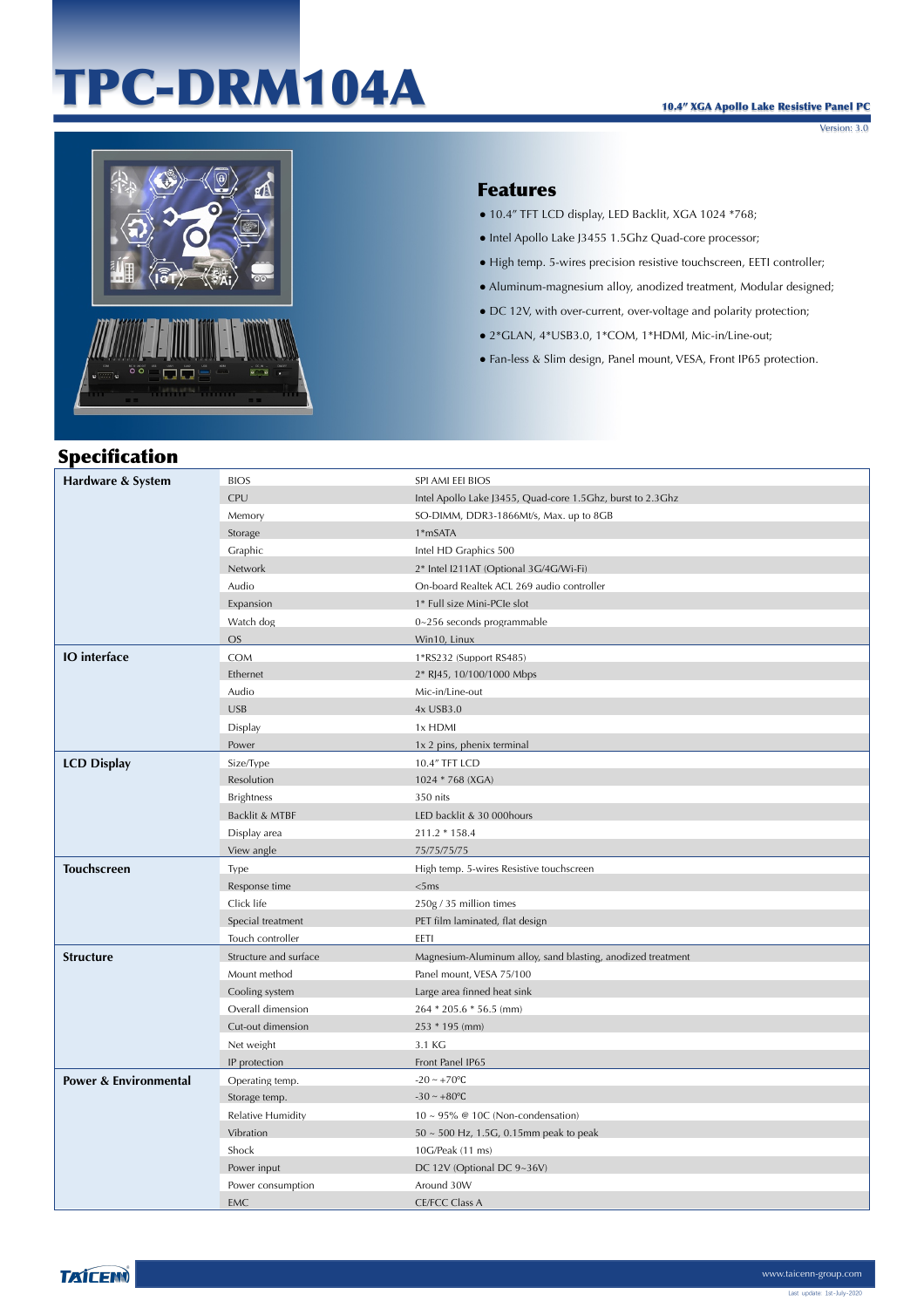# TPC-DRM104A

**10.4" XGA Apollo Lake Resistive Panel PC**

Version: 3.0

## Features

- 10.4" TFT LCD display, LED Backlit, XGA 1024 *768;
- Intel Apollo Lake J3455 1.5Ghz Quad-core processor;
- High temp. 5-wires precision resistive touchscreen, EETI controller;
- Aluminum-magnesium alloy, anodized treatment, Modular designed;
- DC 12V, with over-current, over-voltage and polarity protection;
- 2*GLAN, 4*USB3.0, 1*COM, 1*HDMI, Mic-in/Line-out;
- Fan-less & Slim design, Panel mount, VESA, Front IP65 protection.

## Specification

| | | |
|---|---|---|
| **Hardware & System** | BIOS | SPI AMI EEI BIOS |
| | CPU | Intel Apollo Lake J3455, Quad-core 1.5Ghz, burst to 2.3Ghz |
| | Memory | SO-DIMM, DDR3-1866Mt/s, Max. up to 8GB |
| | Storage | 1*mSATA |
| | Graphic | Intel HD Graphics 500 |
| | Network | 2* Intel I211AT (Optional 3G/4G/Wi-Fi) |
| | Audio | On-board Realtek ACL 269 audio controller |
| | Expansion | 1* Full size Mini-PCIe slot |
| | Watch dog | 0~256 seconds programmable |
| | OS | Win10, Linux |
| **IO interface** | COM | 1*RS232 (Support RS485) |
| | Ethernet | 2* RJ45, 10/100/1000 Mbps |
| | Audio | Mic-in/Line-out |
| | USB | 4x USB3.0 |
| | Display | 1x HDMI |
| | Power | 1x 2 pins, phenix terminal |
| **LCD Display** | Size/Type | 10.4" TFT LCD |
| | Resolution | 1024 * 768 (XGA) |
| | Brightness | 350 nits |
| | Backlit & MTBF | LED backlit & 30 000hours |
| | Display area | 211.2 * 158.4 |
| | View angle | 75/75/75/75 |
| **Touchscreen** | Type | High temp. 5-wires Resistive touchscreen |
| | Response time | <5ms |
| | Click life | 250g / 35 million times |
| | Special treatment | PET film laminated, flat design |
| | Touch controller | EETI |
| **Structure** | Structure and surface | Magnesium-Aluminum alloy, sand blasting, anodized treatment |
| | Mount method | Panel mount, VESA 75/100 |
| | Cooling system | Large area finned heat sink |
| | Overall dimension | 264 * 205.6 * 56.5 (mm) |
| | Cut-out dimension | 253 * 195 (mm) |
| | Net weight | 3.1 KG |
| | IP protection | Front Panel IP65 |
| **Power & Environmental** | Operating temp. | -20 ~ +70℃ |
| | Storage temp. | -30 ~ +80℃ |
| | Relative Humidity | 10 ~ 95% @ 10C (Non-condensation) |
| | Vibration | 50 ~ 500 Hz, 1.5G, 0.15mm peak to peak |
| | Shock | 10G/Peak (11 ms) |
| | Power input | DC 12V (Optional DC 9~36V) |
| | Power consumption | Around 30W |
| | EMC | CE/FCC Class A |

TAICENN

www.taicenn-group.com

Last update: 1st-July-2020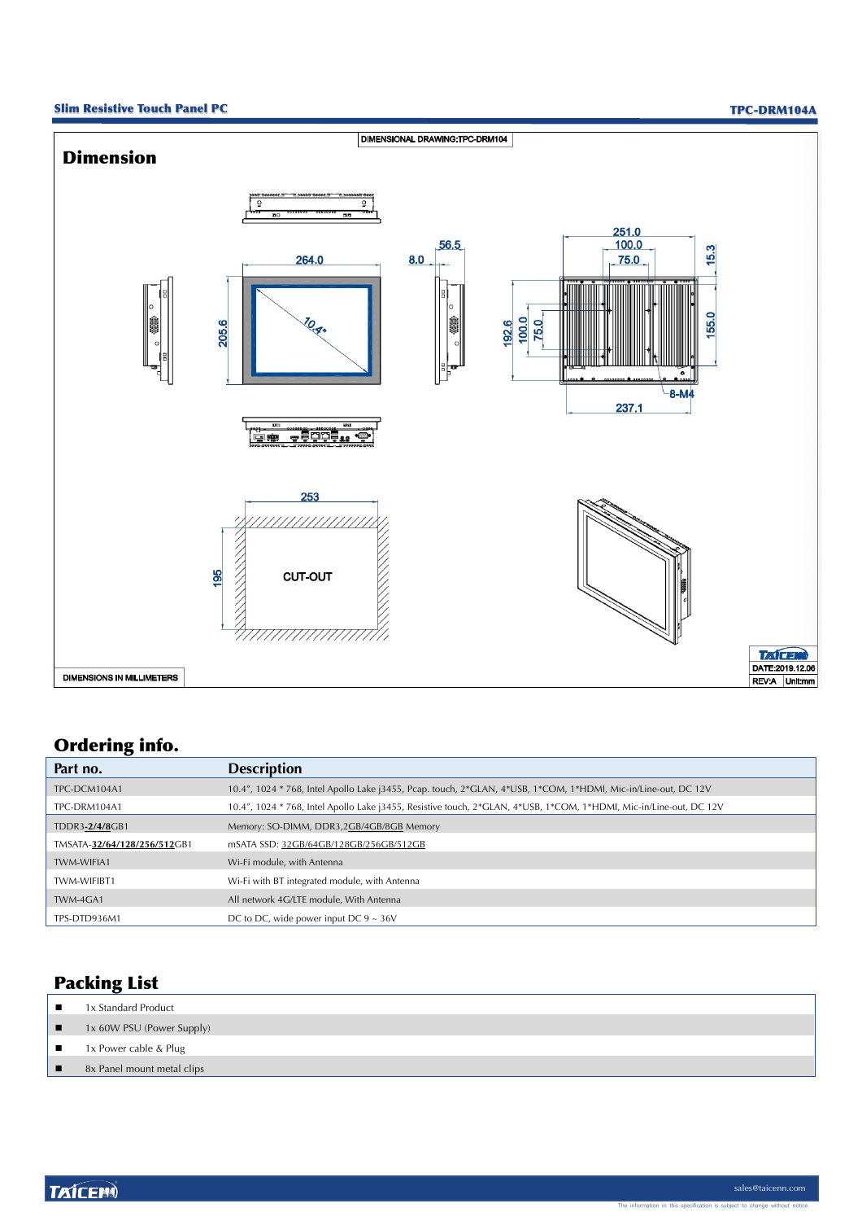## Dimension

DIMENSIONAL DRAWING:TPC-DRM104

264.0
205.6
10.4"
8.0
56.5
251.0
100.0
75.0
15.3
192.6
100.0
75.0
155.0
8-M4
237.1
253
195
CUT-OUT

DIMENSIONS IN MILLIMETERS

DATE:2019.12.06
REV:A Unit:mm

## Ordering info.

| Part no. | Description |
|---|---|
| TPC-DCM104A1 | 10.4", 1024 * 768, Intel Apollo Lake j3455, Pcap. touch, 2*GLAN, 4*USB, 1*COM, 1*HDMI, Mic-in/Line-out, DC 12V |
| TPC-DRM104A1 | 10.4", 1024 * 768, Intel Apollo Lake j3455, Resistive touch, 2*GLAN, 4*USB, 1*COM, 1*HDMI, Mic-in/Line-out, DC 12V |
| TDDR3-**2/4/8**GB1 | Memory: SO-DIMM, DDR3,2GB/4GB/8GB Memory |
| TMSATA-**32/64/128/256/512**GB1 | mSATA SSD: 32GB/64GB/128GB/256GB/512GB |
| TWM-WIFIA1 | Wi-Fi module, with Antenna |
| TWM-WIFIBT1 | Wi-Fi with BT integrated module, with Antenna |
| TWM-4GA1 | All network 4G/LTE module, With Antenna |
| TPS-DTD936M1 | DC to DC, wide power input DC 9 ~ 36V |

## Packing List

- 1x Standard Product
- 1x 60W PSU (Power Supply)
- 1x Power cable & Plug
- 8x Panel mount metal clips

sales@taicenn.com

The information in this specification is subject to change without notice